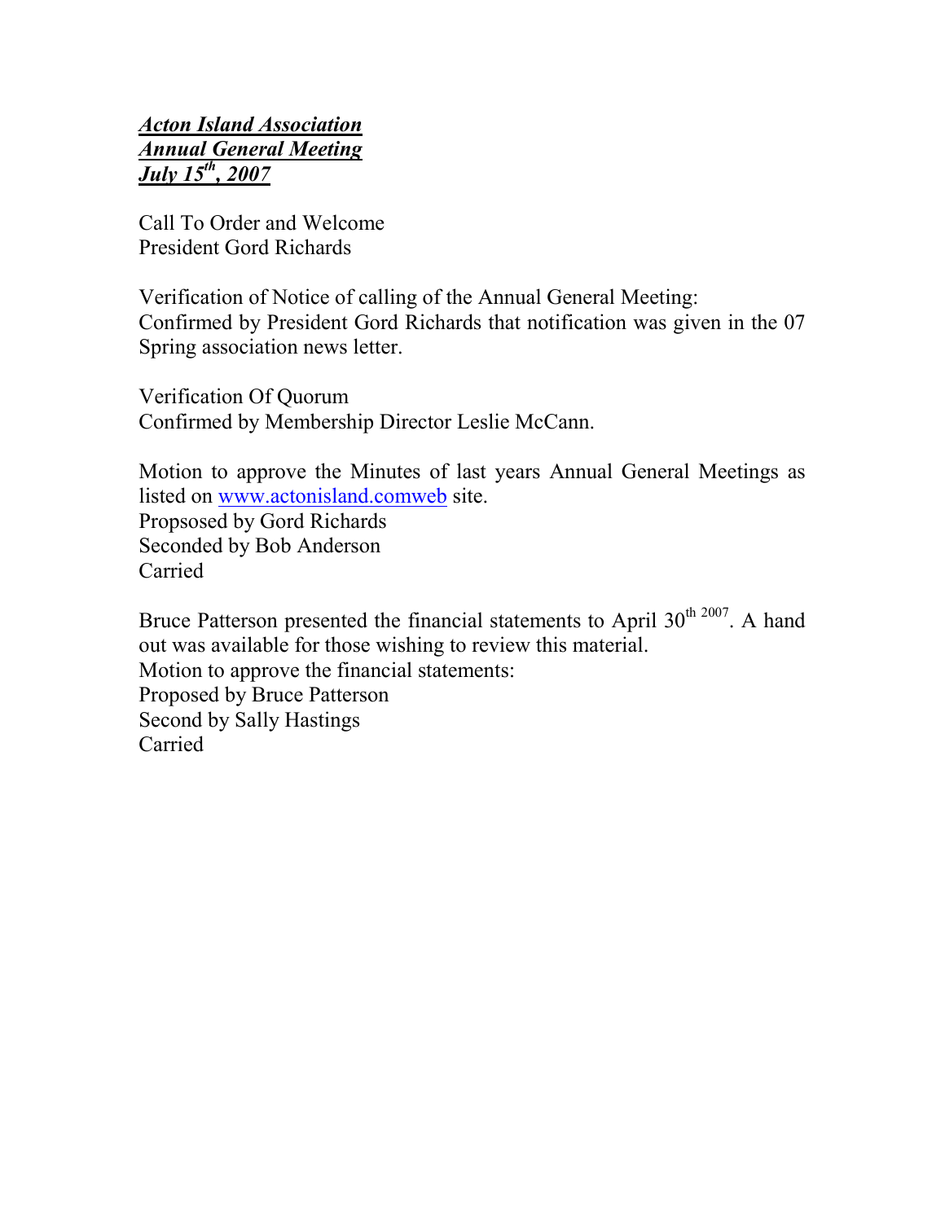***Acton Island Association***
***Annual General Meeting***
***July 15th, 2007***

Call To Order and Welcome
President Gord Richards

Verification of Notice of calling of the Annual General Meeting:
Confirmed by President Gord Richards that notification was given in the 07 Spring association news letter.

Verification Of Quorum
Confirmed by Membership Director Leslie McCann.

Motion to approve the Minutes of last years Annual General Meetings as listed on [www.actonisland.comweb](http://www.actonisland.comweb) site.
Propsosed by Gord Richards
Seconded by Bob Anderson
Carried

Bruce Patterson presented the financial statements to April 30th 2007. A hand out was available for those wishing to review this material.
Motion to approve the financial statements:
Proposed by Bruce Patterson
Second by Sally Hastings
Carried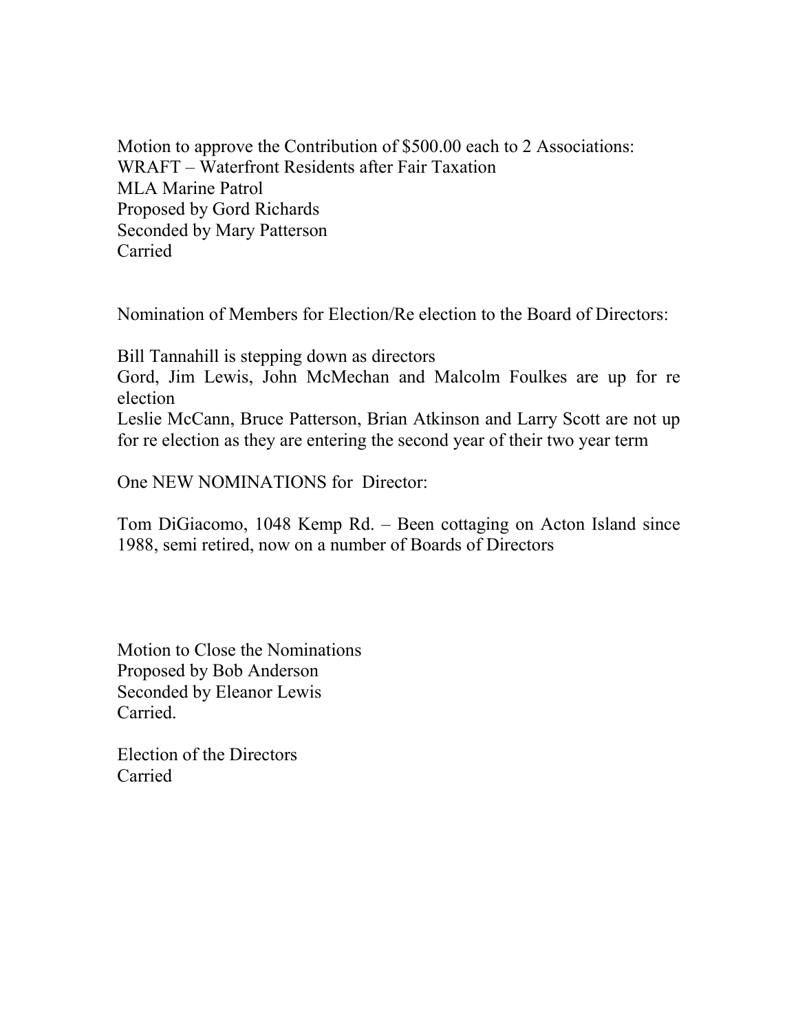Motion to approve the Contribution of $500.00 each to 2 Associations:
WRAFT – Waterfront Residents after Fair Taxation
MLA Marine Patrol
Proposed by Gord Richards
Seconded by Mary Patterson
Carried

Nomination of Members for Election/Re election to the Board of Directors:

Bill Tannahill is stepping down as directors
Gord, Jim Lewis, John McMechan and Malcolm Foulkes are up for re election
Leslie McCann, Bruce Patterson, Brian Atkinson and Larry Scott are not up for re election as they are entering the second year of their two year term

One NEW NOMINATIONS for Director:

Tom DiGiacomo, 1048 Kemp Rd. – Been cottaging on Acton Island since 1988, semi retired, now on a number of Boards of Directors

Motion to Close the Nominations
Proposed by Bob Anderson
Seconded by Eleanor Lewis
Carried.

Election of the Directors
Carried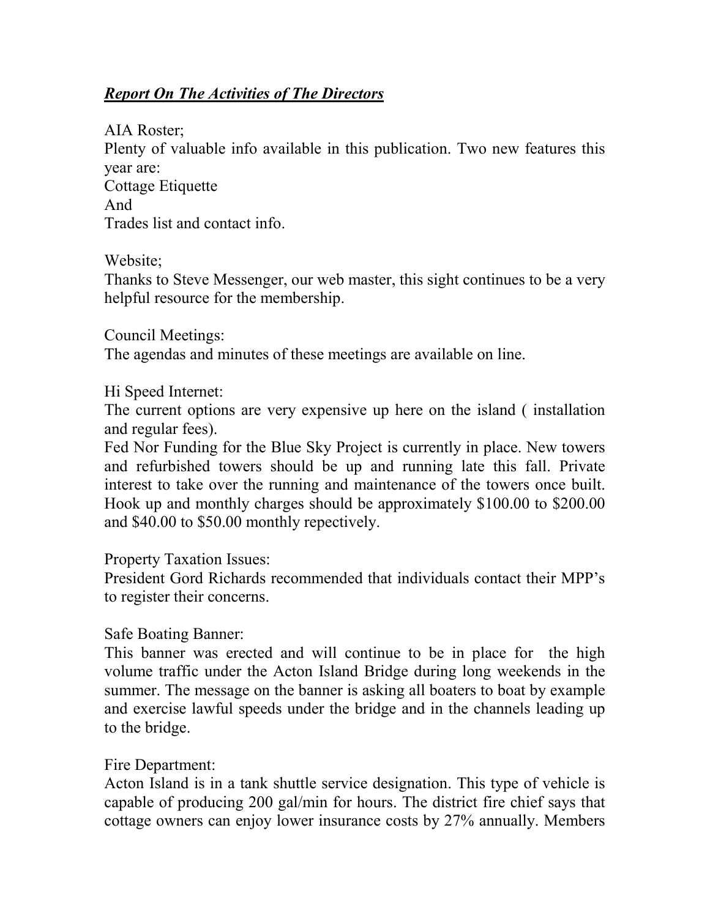***Report On The Activities of The Directors***

AIA Roster;

Plenty of valuable info available in this publication. Two new features this year are:

Cottage Etiquette

And

Trades list and contact info.

Website;

Thanks to Steve Messenger, our web master, this sight continues to be a very helpful resource for the membership.

Council Meetings:

The agendas and minutes of these meetings are available on line.

Hi Speed Internet:

The current options are very expensive up here on the island ( installation and regular fees).

Fed Nor Funding for the Blue Sky Project is currently in place. New towers and refurbished towers should be up and running late this fall. Private interest to take over the running and maintenance of the towers once built. Hook up and monthly charges should be approximately $100.00 to $200.00 and $40.00 to $50.00 monthly repectively.

Property Taxation Issues:

President Gord Richards recommended that individuals contact their MPP's to register their concerns.

Safe Boating Banner:

This banner was erected and will continue to be in place for the high volume traffic under the Acton Island Bridge during long weekends in the summer. The message on the banner is asking all boaters to boat by example and exercise lawful speeds under the bridge and in the channels leading up to the bridge.

Fire Department:

Acton Island is in a tank shuttle service designation. This type of vehicle is capable of producing 200 gal/min for hours. The district fire chief says that cottage owners can enjoy lower insurance costs by 27% annually. Members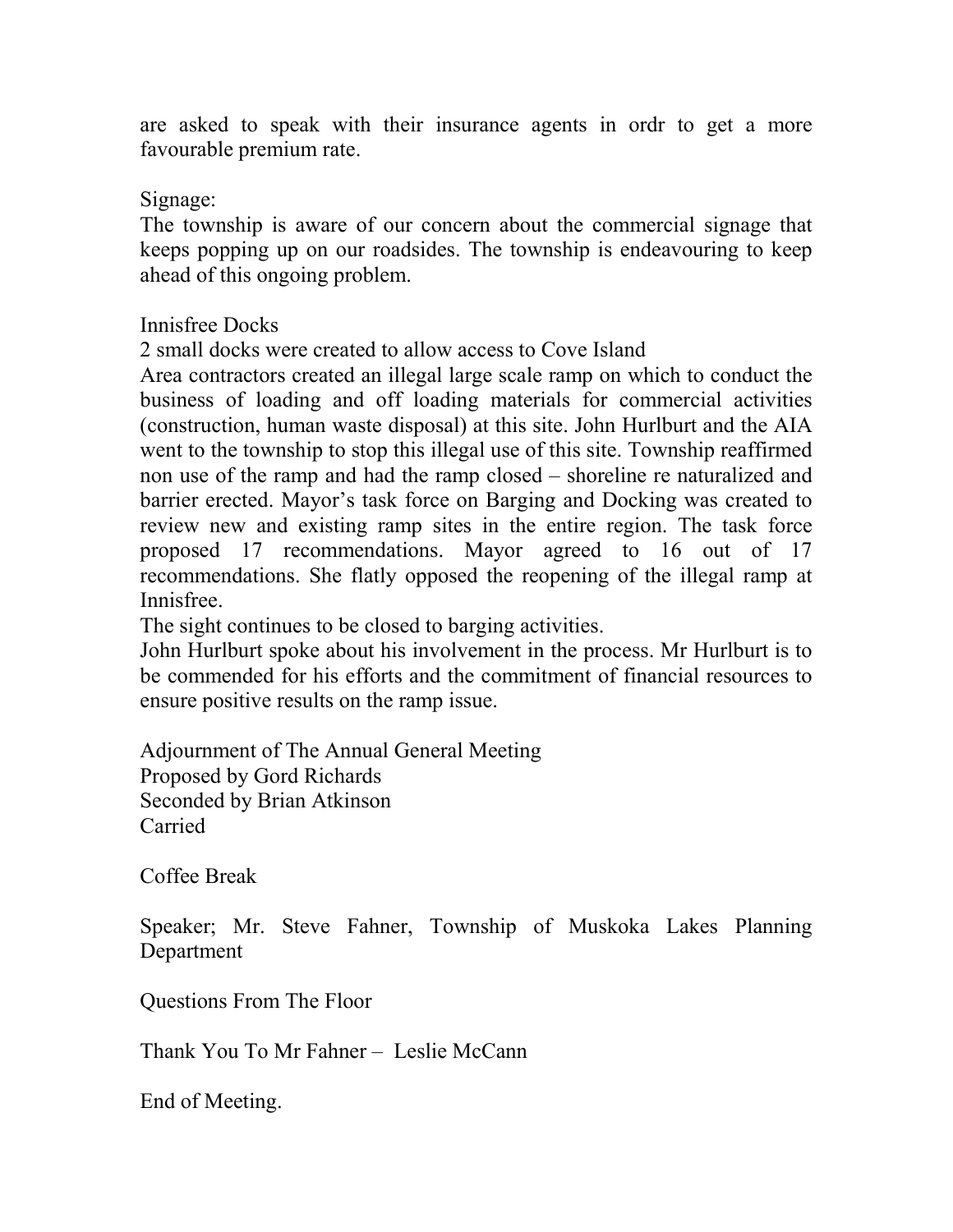are asked to speak with their insurance agents in ordr to get a more favourable premium rate.

Signage:
The township is aware of our concern about the commercial signage that keeps popping up on our roadsides. The township is endeavouring to keep ahead of this ongoing problem.

Innisfree Docks
2 small docks were created to allow access to Cove Island
Area contractors created an illegal large scale ramp on which to conduct the business of loading and off loading materials for commercial activities (construction, human waste disposal) at this site. John Hurlburt and the AIA went to the township to stop this illegal use of this site. Township reaffirmed non use of the ramp and had the ramp closed – shoreline re naturalized and barrier erected. Mayor's task force on Barging and Docking was created to review new and existing ramp sites in the entire region. The task force proposed 17 recommendations. Mayor agreed to 16 out of 17 recommendations. She flatly opposed the reopening of the illegal ramp at Innisfree.
The sight continues to be closed to barging activities.
John Hurlburt spoke about his involvement in the process. Mr Hurlburt is to be commended for his efforts and the commitment of financial resources to ensure positive results on the ramp issue.

Adjournment of The Annual General Meeting
Proposed by Gord Richards
Seconded by Brian Atkinson
Carried

Coffee Break

Speaker; Mr. Steve Fahner, Township of Muskoka Lakes Planning Department

Questions From The Floor

Thank You To Mr Fahner – Leslie McCann

End of Meeting.